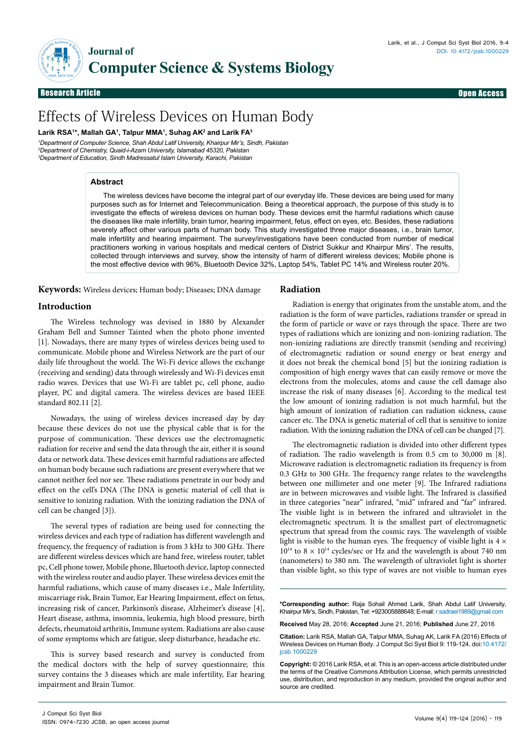Research Article

Open Access

# Effects of Wireless Devices on Human Body

**Larik RSA[1]*, Mallah GA[1], Talpur MMA[1], Suhag AK[2] and Larik FA[3]**

[1]Department of Computer Science, Shah Abdul Latif University, Khairpur Mir's, Sindh, Pakistan
[2]Department of Chemistry, Quaid-i-Azam University, Islamabad 45320, Pakistan
[3]Department of Education, Sindh Madressatul Islam University, Karachi, Pakistan

## Abstract

The wireless devices have become the integral part of our everyday life. These devices are being used for many purposes such as for Internet and Telecommunication. Being a theoretical approach, the purpose of this study is to investigate the effects of wireless devices on human body. These devices emit the harmful radiations which cause the diseases like male infertility, brain tumor, hearing impairment, fetus, effect on eyes, etc. Besides, these radiations severely affect other various parts of human body. This study investigated three major diseases, i.e., brain tumor, male infertility and hearing impairment. The survey/investigations have been conducted from number of medical practitioners working in various hospitals and medical centers of District Sukkur and Khairpur Mirs'. The results, collected through interviews and survey, show the intensity of harm of different wireless devices; Mobile phone is the most effective device with 96%, Bluetooth Device 32%, Laptop 54%, Tablet PC 14% and Wireless router 20%.

**Keywords:** Wireless devices; Human body; Diseases; DNA damage

## Introduction

The Wireless technology was devised in 1880 by Alexander Graham Bell and Sumner Tainted when the photo phone invented [1]. Nowadays, there are many types of wireless devices being used to communicate. Mobile phone and Wireless Network are the part of our daily life throughout the world. The Wi-Fi device allows the exchange (receiving and sending) data through wirelessly and Wi-Fi devices emit radio waves. Devices that use Wi-Fi are tablet pc, cell phone, audio player, PC and digital camera. The wireless devices are based IEEE standard 802.11 [2].

Nowadays, the using of wireless devices increased day by day because these devices do not use the physical cable that is for the purpose of communication. These devices use the electromagnetic radiation for receive and send the data through the air, either it is sound data or network data. These devices emit harmful radiations are affected on human body because such radiations are present everywhere that we cannot neither feel nor see. These radiations penetrate in our body and effect on the cell's DNA (The DNA is genetic material of cell that is sensitive to ionizing radiation. With the ionizing radiation the DNA of cell can be changed [3]).

The several types of radiation are being used for connecting the wireless devices and each type of radiation has different wavelength and frequency, the frequency of radiation is from 3 kHz to 300 GHz. There are different wireless devices which are hand free, wireless router, tablet pc, Cell phone tower, Mobile phone, Bluetooth device, laptop connected with the wireless router and audio player. These wireless devices emit the harmful radiations, which cause of many diseases i.e., Male Infertility, miscarriage risk, Brain Tumor, Ear Hearing Impairment, effect on fetus, increasing risk of cancer, Parkinson's disease, Alzheimer's disease [4], Heart disease, asthma, insomnia, leukemia, high blood pressure, birth defects, rheumatoid arthritis, Immune system. Radiations are also cause of some symptoms which are fatigue, sleep disturbance, headache etc.

This is survey based research and survey is conducted from the medical doctors with the help of survey questionnaire; this survey contains the 3 diseases which are male infertility, Ear hearing impairment and Brain Tumor.

## Radiation

Radiation is energy that originates from the unstable atom, and the radiation is the form of wave particles, radiations transfer or spread in the form of particle or wave or rays through the space. There are two types of radiations which are ionizing and non-ionizing radiation. The non-ionizing radiations are directly transmit (sending and receiving) of electromagnetic radiation or sound energy or heat energy and it does not break the chemical bond [5] but the ionizing radiation is composition of high energy waves that can easily remove or move the electrons from the molecules, atoms and cause the cell damage also increase the risk of many diseases [6]. According to the medical test the low amount of ionizing radiation is not much harmful, but the high amount of ionization of radiation can radiation sickness, cause cancer etc. The DNA is genetic material of cell that is sensitive to ionize radiation. With the ionizing radiation the DNA of cell can be changed [7].

The electromagnetic radiation is divided into other different types of radiation. The radio wavelength is from 0.5 cm to 30,000 m [8]. Microwave radiation is electromagnetic radiation its frequency is from 0.3 GHz to 300 GHz. The frequency range relates to the wavelengths between one millimeter and one meter [9]. The Infrared radiations are in between microwaves and visible light. The Infrared is classified in three categories "near" infrared, "mid" infrared and "far" infrared. The visible light is in between the infrared and ultraviolet in the electromagnetic spectrum. It is the smallest part of electromagnetic spectrum that spread from the cosmic rays. The wavelength of visible light is visible to the human eyes. The frequency of visible light is $4 \times 10^{14}$ to $8 \times 10^{14}$ cycles/sec or Hz and the wavelength is about 740 nm (nanometers) to 380 nm. The wavelength of ultraviolet light is shorter than visible light, so this type of waves are not visible to human eyes

**\*Corresponding author:** Raja Sohail Ahmed Larik, Shah Abdul Latif University, Khairpur Mir's, Sindh, Pakistan, Tel: +923005888648; E-mail: r.sadraei1989@gmail.com

**Received** May 28, 2016; **Accepted** June 21, 2016; **Published** June 27, 2016

**Citation:** Larik RSA, Mallah GA, Talpur MMA, Suhag AK, Larik FA (2016) Effects of Wireless Devices on Human Body. J Comput Sci Syst Biol 9: 119-124. doi:10.4172/jcsb.1000229

**Copyright:** © 2016 Larik RSA, et al. This is an open-access article distributed under the terms of the Creative Commons Attribution License, which permits unrestricted use, distribution, and reproduction in any medium, provided the original author and source are credited.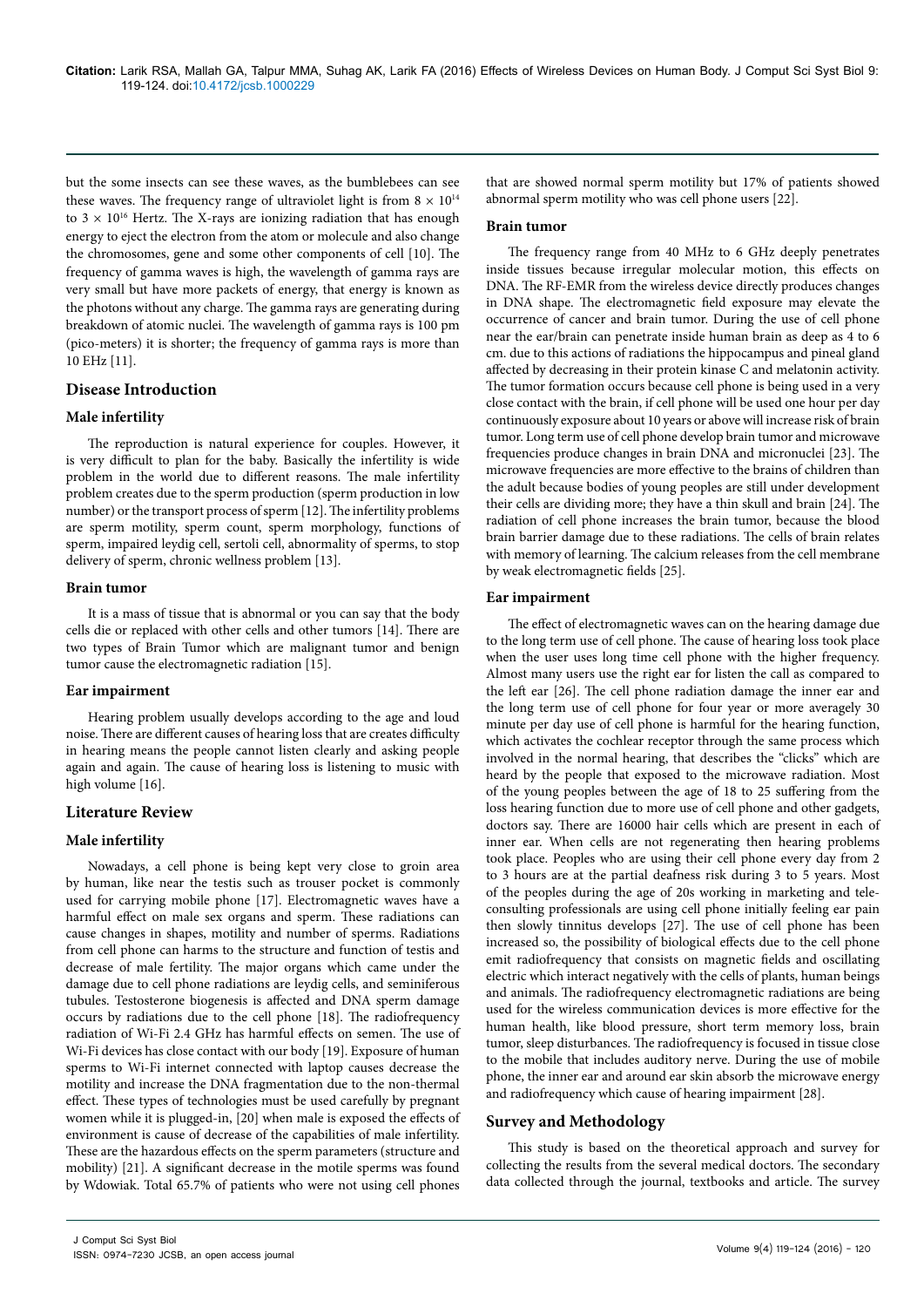but the some insects can see these waves, as the bumblebees can see these waves. The frequency range of ultraviolet light is from $8 \times 10^{14}$ to $3 \times 10^{16}$ Hertz. The X-rays are ionizing radiation that has enough energy to eject the electron from the atom or molecule and also change the chromosomes, gene and some other components of cell [10]. The frequency of gamma waves is high, the wavelength of gamma rays are very small but have more packets of energy, that energy is known as the photons without any charge. The gamma rays are generating during breakdown of atomic nuclei. The wavelength of gamma rays is 100 pm (pico-meters) it is shorter; the frequency of gamma rays is more than 10 EHz [11].

## Disease Introduction

### Male infertility

The reproduction is natural experience for couples. However, it is very difficult to plan for the baby. Basically the infertility is wide problem in the world due to different reasons. The male infertility problem creates due to the sperm production (sperm production in low number) or the transport process of sperm [12]. The infertility problems are sperm motility, sperm count, sperm morphology, functions of sperm, impaired leydig cell, sertoli cell, abnormality of sperms, to stop delivery of sperm, chronic wellness problem [13].

### Brain tumor

It is a mass of tissue that is abnormal or you can say that the body cells die or replaced with other cells and other tumors [14]. There are two types of Brain Tumor which are malignant tumor and benign tumor cause the electromagnetic radiation [15].

### Ear impairment

Hearing problem usually develops according to the age and loud noise. There are different causes of hearing loss that are creates difficulty in hearing means the people cannot listen clearly and asking people again and again. The cause of hearing loss is listening to music with high volume [16].

## Literature Review

### Male infertility

Nowadays, a cell phone is being kept very close to groin area by human, like near the testis such as trouser pocket is commonly used for carrying mobile phone [17]. Electromagnetic waves have a harmful effect on male sex organs and sperm. These radiations can cause changes in shapes, motility and number of sperms. Radiations from cell phone can harms to the structure and function of testis and decrease of male fertility. The major organs which came under the damage due to cell phone radiations are leydig cells, and seminiferous tubules. Testosterone biogenesis is affected and DNA sperm damage occurs by radiations due to the cell phone [18]. The radiofrequency radiation of Wi-Fi 2.4 GHz has harmful effects on semen. The use of Wi-Fi devices has close contact with our body [19]. Exposure of human sperms to Wi-Fi internet connected with laptop causes decrease the motility and increase the DNA fragmentation due to the non-thermal effect. These types of technologies must be used carefully by pregnant women while it is plugged-in, [20] when male is exposed the effects of environment is cause of decrease of the capabilities of male infertility. These are the hazardous effects on the sperm parameters (structure and mobility) [21]. A significant decrease in the motile sperms was found by Wdowiak. Total 65.7% of patients who were not using cell phones that are showed normal sperm motility but 17% of patients showed abnormal sperm motility who was cell phone users [22].

### Brain tumor

The frequency range from 40 MHz to 6 GHz deeply penetrates inside tissues because irregular molecular motion, this effects on DNA. The RF-EMR from the wireless device directly produces changes in DNA shape. The electromagnetic field exposure may elevate the occurrence of cancer and brain tumor. During the use of cell phone near the ear/brain can penetrate inside human brain as deep as 4 to 6 cm. due to this actions of radiations the hippocampus and pineal gland affected by decreasing in their protein kinase C and melatonin activity. The tumor formation occurs because cell phone is being used in a very close contact with the brain, if cell phone will be used one hour per day continuously exposure about 10 years or above will increase risk of brain tumor. Long term use of cell phone develop brain tumor and microwave frequencies produce changes in brain DNA and micronuclei [23]. The microwave frequencies are more effective to the brains of children than the adult because bodies of young peoples are still under development their cells are dividing more; they have a thin skull and brain [24]. The radiation of cell phone increases the brain tumor, because the blood brain barrier damage due to these radiations. The cells of brain relates with memory of learning. The calcium releases from the cell membrane by weak electromagnetic fields [25].

### Ear impairment

The effect of electromagnetic waves can on the hearing damage due to the long term use of cell phone. The cause of hearing loss took place when the user uses long time cell phone with the higher frequency. Almost many users use the right ear for listen the call as compared to the left ear [26]. The cell phone radiation damage the inner ear and the long term use of cell phone for four year or more averagely 30 minute per day use of cell phone is harmful for the hearing function, which activates the cochlear receptor through the same process which involved in the normal hearing, that describes the "clicks" which are heard by the people that exposed to the microwave radiation. Most of the young peoples between the age of 18 to 25 suffering from the loss hearing function due to more use of cell phone and other gadgets, doctors say. There are 16000 hair cells which are present in each of inner ear. When cells are not regenerating then hearing problems took place. Peoples who are using their cell phone every day from 2 to 3 hours are at the partial deafness risk during 3 to 5 years. Most of the peoples during the age of 20s working in marketing and tele-consulting professionals are using cell phone initially feeling ear pain then slowly tinnitus develops [27]. The use of cell phone has been increased so, the possibility of biological effects due to the cell phone emit radiofrequency that consists on magnetic fields and oscillating electric which interact negatively with the cells of plants, human beings and animals. The radiofrequency electromagnetic radiations are being used for the wireless communication devices is more effective for the human health, like blood pressure, short term memory loss, brain tumor, sleep disturbances. The radiofrequency is focused in tissue close to the mobile that includes auditory nerve. During the use of mobile phone, the inner ear and around ear skin absorb the microwave energy and radiofrequency which cause of hearing impairment [28].

## Survey and Methodology

This study is based on the theoretical approach and survey for collecting the results from the several medical doctors. The secondary data collected through the journal, textbooks and article. The survey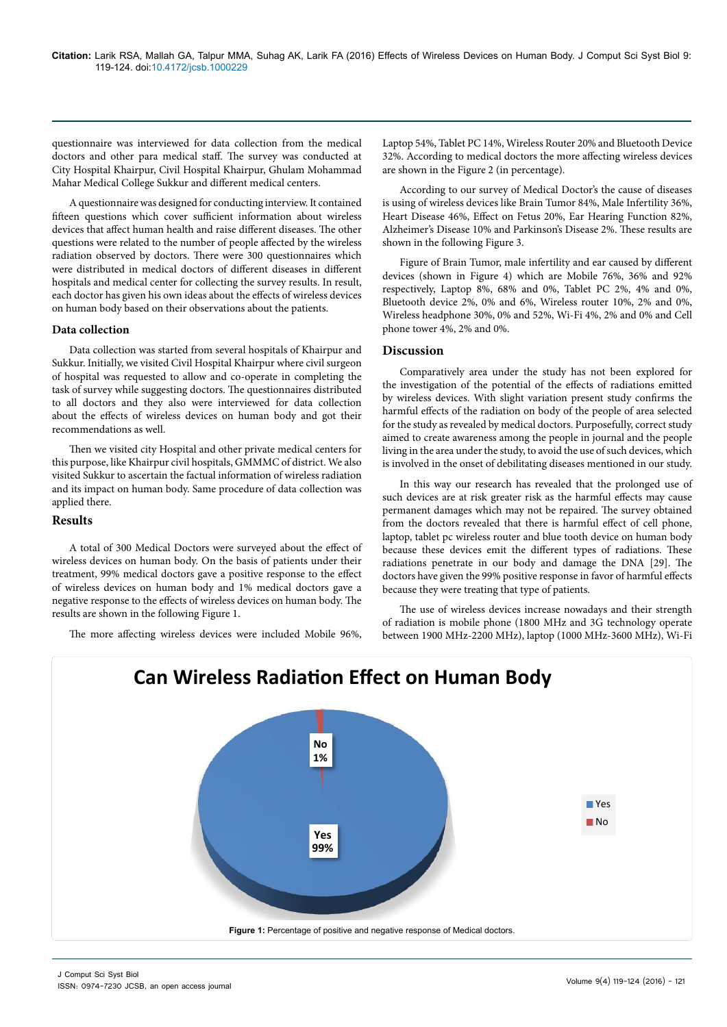questionnaire was interviewed for data collection from the medical doctors and other para medical staff. The survey was conducted at City Hospital Khairpur, Civil Hospital Khairpur, Ghulam Mohammad Mahar Medical College Sukkur and different medical centers.

A questionnaire was designed for conducting interview. It contained fifteen questions which cover sufficient information about wireless devices that affect human health and raise different diseases. The other questions were related to the number of people affected by the wireless radiation observed by doctors. There were 300 questionnaires which were distributed in medical doctors of different diseases in different hospitals and medical center for collecting the survey results. In result, each doctor has given his own ideas about the effects of wireless devices on human body based on their observations about the patients.

### Data collection

Data collection was started from several hospitals of Khairpur and Sukkur. Initially, we visited Civil Hospital Khairpur where civil surgeon of hospital was requested to allow and co-operate in completing the task of survey while suggesting doctors. The questionnaires distributed to all doctors and they also were interviewed for data collection about the effects of wireless devices on human body and got their recommendations as well.

Then we visited city Hospital and other private medical centers for this purpose, like Khairpur civil hospitals, GMMMC of district. We also visited Sukkur to ascertain the factual information of wireless radiation and its impact on human body. Same procedure of data collection was applied there.

## Results

A total of 300 Medical Doctors were surveyed about the effect of wireless devices on human body. On the basis of patients under their treatment, 99% medical doctors gave a positive response to the effect of wireless devices on human body and 1% medical doctors gave a negative response to the effects of wireless devices on human body. The results are shown in the following Figure 1.

The more affecting wireless devices were included Mobile 96%, Laptop 54%, Tablet PC 14%, Wireless Router 20% and Bluetooth Device 32%. According to medical doctors the more affecting wireless devices are shown in the Figure 2 (in percentage).

According to our survey of Medical Doctor's the cause of diseases is using of wireless devices like Brain Tumor 84%, Male Infertility 36%, Heart Disease 46%, Effect on Fetus 20%, Ear Hearing Function 82%, Alzheimer's Disease 10% and Parkinson's Disease 2%. These results are shown in the following Figure 3.

Figure of Brain Tumor, male infertility and ear caused by different devices (shown in Figure 4) which are Mobile 76%, 36% and 92% respectively, Laptop 8%, 68% and 0%, Tablet PC 2%, 4% and 0%, Bluetooth device 2%, 0% and 6%, Wireless router 10%, 2% and 0%, Wireless headphone 30%, 0% and 52%, Wi-Fi 4%, 2% and 0% and Cell phone tower 4%, 2% and 0%.

## Discussion

Comparatively area under the study has not been explored for the investigation of the potential of the effects of radiations emitted by wireless devices. With slight variation present study confirms the harmful effects of the radiation on body of the people of area selected for the study as revealed by medical doctors. Purposefully, correct study aimed to create awareness among the people in journal and the people living in the area under the study, to avoid the use of such devices, which is involved in the onset of debilitating diseases mentioned in our study.

In this way our research has revealed that the prolonged use of such devices are at risk greater risk as the harmful effects may cause permanent damages which may not be repaired. The survey obtained from the doctors revealed that there is harmful effect of cell phone, laptop, tablet pc wireless router and blue tooth device on human body because these devices emit the different types of radiations. These radiations penetrate in our body and damage the DNA [29]. The doctors have given the 99% positive response in favor of harmful effects because they were treating that type of patients.

The use of wireless devices increase nowadays and their strength of radiation is mobile phone (1800 MHz and 3G technology operate between 1900 MHz-2200 MHz), laptop (1000 MHz-3600 MHz), Wi-Fi

**Can Wireless Radiation Effect on Human Body**

| Response | Percentage |
|---|---|
| Yes | 99% |
| No | 1% |

**Figure 1:** Percentage of positive and negative response of Medical doctors.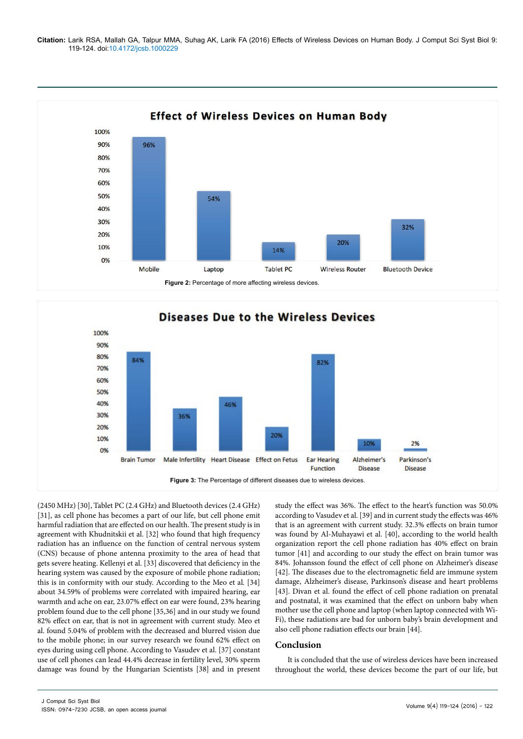**Effect of Wireless Devices on Human Body**

**Figure 2:** Percentage of more affecting wireless devices.

**Diseases Due to the Wireless Devices**

**Figure 3:** The Percentage of different diseases due to wireless devices.

(2450 MHz) [30], Tablet PC (2.4 GHz) and Bluetooth devices (2.4 GHz) [31], as cell phone has becomes a part of our life, but cell phone emit harmful radiation that are effected on our health. The present study is in agreement with Khudnitskii et al. [32] who found that high frequency radiation has an influence on the function of central nervous system (CNS) because of phone antenna proximity to the area of head that gets severe heating. Kellenyi et al. [33] discovered that deficiency in the hearing system was caused by the exposure of mobile phone radiation; this is in conformity with our study. According to the Meo et al. [34] about 34.59% of problems were correlated with impaired hearing, ear warmth and ache on ear, 23.07% effect on ear were found, 23% hearing problem found due to the cell phone [35,36] and in our study we found 82% effect on ear, that is not in agreement with current study. Meo et al. found 5.04% of problem with the decreased and blurred vision due to the mobile phone; in our survey research we found 62% effect on eyes during using cell phone. According to Vasudev et al. [37] constant use of cell phones can lead 44.4% decrease in fertility level, 30% sperm damage was found by the Hungarian Scientists [38] and in present study the effect was 36%. The effect to the heart's function was 50.0% according to Vasudev et al. [39] and in current study the effects was 46% that is an agreement with current study. 32.3% effects on brain tumor was found by Al-Muhayawi et al. [40], according to the world health organization report the cell phone radiation has 40% effect on brain tumor [41] and according to our study the effect on brain tumor was 84%. Johansson found the effect of cell phone on Alzheimer's disease [42]. The diseases due to the electromagnetic field are immune system damage, Alzheimer's disease, Parkinson's disease and heart problems [43]. Divan et al. found the effect of cell phone radiation on prenatal and postnatal, it was examined that the effect on unborn baby when mother use the cell phone and laptop (when laptop connected with Wi-Fi), these radiations are bad for unborn baby's brain development and also cell phone radiation effects our brain [44].

## Conclusion

It is concluded that the use of wireless devices have been increased throughout the world, these devices become the part of our life, but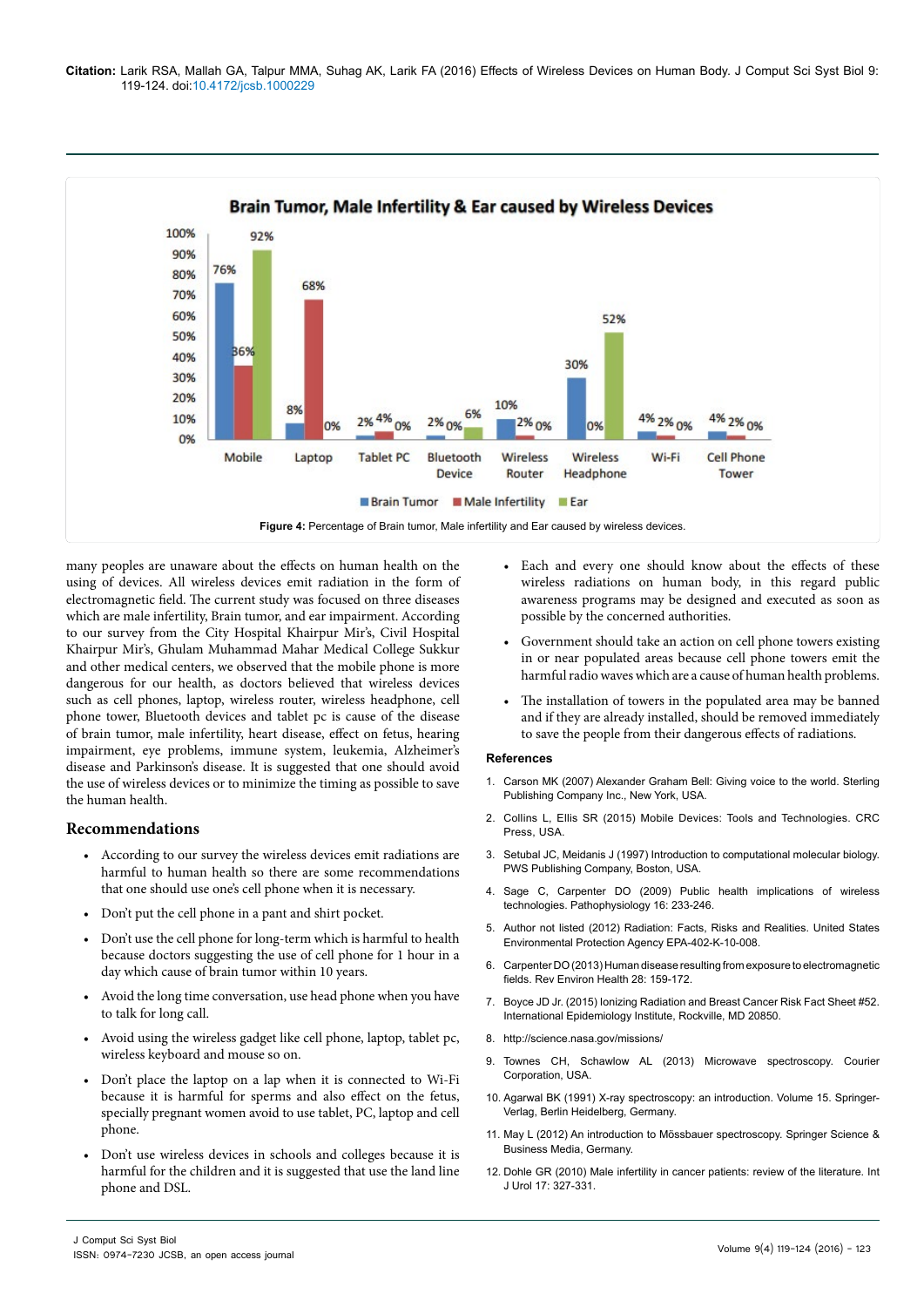**Brain Tumor, Male Infertility & Ear caused by Wireless Devices**

| Device | Brain Tumor | Male Infertility | Ear |
|---|---|---|---|
| Mobile | 76% | 36% | 92% |
| Laptop | 8% | 68% | 0% |
| Tablet PC | 2% | 4% | 0% |
| Bluetooth Device | 2% | 0% | 6% |
| Wireless Router | 10% | 2% | 0% |
| Wireless Headphone | 30% | 0% | 52% |
| Wi-Fi | 4% | 2% | 0% |
| Cell Phone Tower | 4% | 2% | 0% |

**Figure 4:** Percentage of Brain tumor, Male infertility and Ear caused by wireless devices.

many peoples are unaware about the effects on human health on the using of devices. All wireless devices emit radiation in the form of electromagnetic field. The current study was focused on three diseases which are male infertility, Brain tumor, and ear impairment. According to our survey from the City Hospital Khairpur Mir's, Civil Hospital Khairpur Mir's, Ghulam Muhammad Mahar Medical College Sukkur and other medical centers, we observed that the mobile phone is more dangerous for our health, as doctors believed that wireless devices such as cell phones, laptop, wireless router, wireless headphone, cell phone tower, Bluetooth devices and tablet pc is cause of the disease of brain tumor, male infertility, heart disease, effect on fetus, hearing impairment, eye problems, immune system, leukemia, Alzheimer's disease and Parkinson's disease. It is suggested that one should avoid the use of wireless devices or to minimize the timing as possible to save the human health.

## Recommendations

- According to our survey the wireless devices emit radiations are harmful to human health so there are some recommendations that one should use one's cell phone when it is necessary.
- Don't put the cell phone in a pant and shirt pocket.
- Don't use the cell phone for long-term which is harmful to health because doctors suggesting the use of cell phone for 1 hour in a day which cause of brain tumor within 10 years.
- Avoid the long time conversation, use head phone when you have to talk for long call.
- Avoid using the wireless gadget like cell phone, laptop, tablet pc, wireless keyboard and mouse so on.
- Don't place the laptop on a lap when it is connected to Wi-Fi because it is harmful for sperms and also effect on the fetus, specially pregnant women avoid to use tablet, PC, laptop and cell phone.
- Don't use wireless devices in schools and colleges because it is harmful for the children and it is suggested that use the land line phone and DSL.
- Each and every one should know about the effects of these wireless radiations on human body, in this regard public awareness programs may be designed and executed as soon as possible by the concerned authorities.
- Government should take an action on cell phone towers existing in or near populated areas because cell phone towers emit the harmful radio waves which are a cause of human health problems.
- The installation of towers in the populated area may be banned and if they are already installed, should be removed immediately to save the people from their dangerous effects of radiations.

## References

1. Carson MK (2007) Alexander Graham Bell: Giving voice to the world. Sterling Publishing Company Inc., New York, USA.
2. Collins L, Ellis SR (2015) Mobile Devices: Tools and Technologies. CRC Press, USA.
3. Setubal JC, Meidanis J (1997) Introduction to computational molecular biology. PWS Publishing Company, Boston, USA.
4. Sage C, Carpenter DO (2009) Public health implications of wireless technologies. Pathophysiology 16: 233-246.
5. Author not listed (2012) Radiation: Facts, Risks and Realities. United States Environmental Protection Agency EPA-402-K-10-008.
6. Carpenter DO (2013) Human disease resulting from exposure to electromagnetic fields. Rev Environ Health 28: 159-172.
7. Boyce JD Jr. (2015) Ionizing Radiation and Breast Cancer Risk Fact Sheet #52. International Epidemiology Institute, Rockville, MD 20850.
8. http://science.nasa.gov/missions/
9. Townes CH, Schawlow AL (2013) Microwave spectroscopy. Courier Corporation, USA.
10. Agarwal BK (1991) X-ray spectroscopy: an introduction. Volume 15. Springer-Verlag, Berlin Heidelberg, Germany.
11. May L (2012) An introduction to Mössbauer spectroscopy. Springer Science & Business Media, Germany.
12. Dohle GR (2010) Male infertility in cancer patients: review of the literature. Int J Urol 17: 327-331.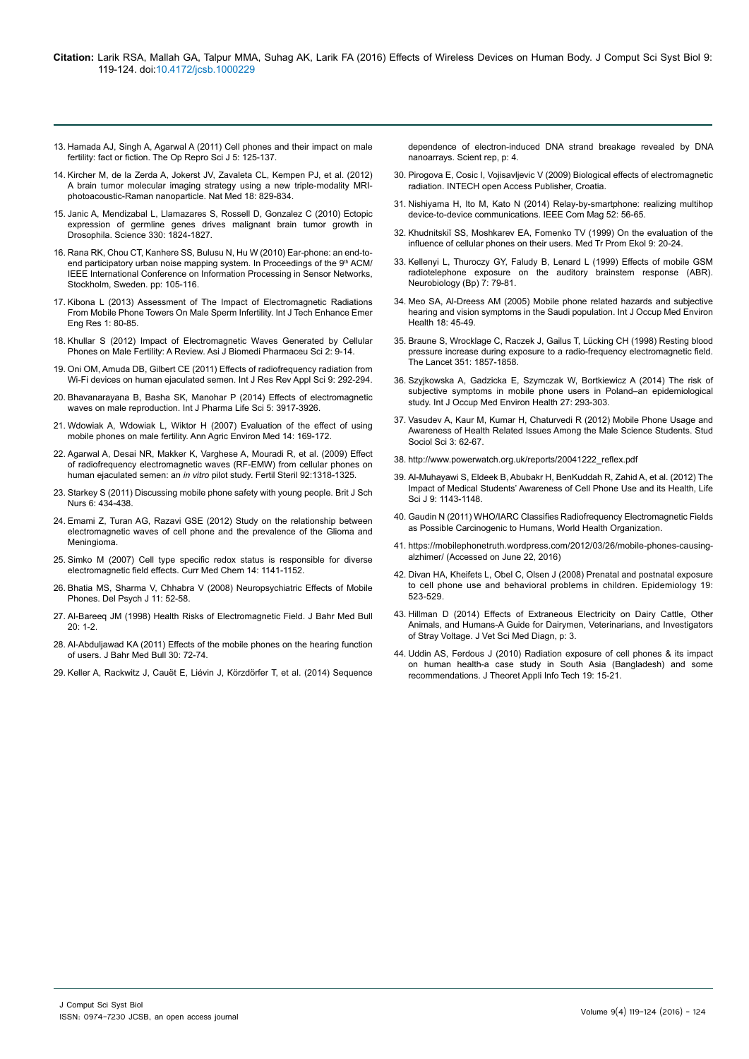13. Hamada AJ, Singh A, Agarwal A (2011) Cell phones and their impact on male fertility: fact or fiction. The Op Repro Sci J 5: 125-137.

14. Kircher M, de la Zerda A, Jokerst JV, Zavaleta CL, Kempen PJ, et al. (2012) A brain tumor molecular imaging strategy using a new triple-modality MRI-photoacoustic-Raman nanoparticle. Nat Med 18: 829-834.

15. Janic A, Mendizabal L, Llamazares S, Rossell D, Gonzalez C (2010) Ectopic expression of germline genes drives malignant brain tumor growth in Drosophila. Science 330: 1824-1827.

16. Rana RK, Chou CT, Kanhere SS, Bulusu N, Hu W (2010) Ear-phone: an end-to-end participatory urban noise mapping system. In Proceedings of the 9th ACM/IEEE International Conference on Information Processing in Sensor Networks, Stockholm, Sweden. pp: 105-116.

17. Kibona L (2013) Assessment of The Impact of Electromagnetic Radiations From Mobile Phone Towers On Male Sperm Infertility. Int J Tech Enhance Emer Eng Res 1: 80-85.

18. Khullar S (2012) Impact of Electromagnetic Waves Generated by Cellular Phones on Male Fertility: A Review. Asi J Biomedi Pharmaceu Sci 2: 9-14.

19. Oni OM, Amuda DB, Gilbert CE (2011) Effects of radiofrequency radiation from Wi-Fi devices on human ejaculated semen. Int J Res Rev Appl Sci 9: 292-294.

20. Bhavanarayana B, Basha SK, Manohar P (2014) Effects of electromagnetic waves on male reproduction. Int J Pharma Life Sci 5: 3917-3926.

21. Wdowiak A, Wdowiak L, Wiktor H (2007) Evaluation of the effect of using mobile phones on male fertility. Ann Agric Environ Med 14: 169-172.

22. Agarwal A, Desai NR, Makker K, Varghese A, Mouradi R, et al. (2009) Effect of radiofrequency electromagnetic waves (RF-EMW) from cellular phones on human ejaculated semen: an *in vitro* pilot study. Fertil Steril 92:1318-1325.

23. Starkey S (2011) Discussing mobile phone safety with young people. Brit J Sch Nurs 6: 434-438.

24. Emami Z, Turan AG, Razavi GSE (2012) Study on the relationship between electromagnetic waves of cell phone and the prevalence of the Glioma and Meningioma.

25. Simko M (2007) Cell type specific redox status is responsible for diverse electromagnetic field effects. Curr Med Chem 14: 1141-1152.

26. Bhatia MS, Sharma V, Chhabra V (2008) Neuropsychiatric Effects of Mobile Phones. Del Psych J 11: 52-58.

27. Al-Bareeq JM (1998) Health Risks of Electromagnetic Field. J Bahr Med Bull 20: 1-2.

28. Al-Abduljawad KA (2011) Effects of the mobile phones on the hearing function of users. J Bahr Med Bull 30: 72-74.

29. Keller A, Rackwitz J, Cauët E, Liévin J, Körzdörfer T, et al. (2014) Sequence dependence of electron-induced DNA strand breakage revealed by DNA nanoarrays. Scient rep, p: 4.

30. Pirogova E, Cosic I, Vojisavljevic V (2009) Biological effects of electromagnetic radiation. INTECH open Access Publisher, Croatia.

31. Nishiyama H, Ito M, Kato N (2014) Relay-by-smartphone: realizing multihop device-to-device communications. IEEE Com Mag 52: 56-65.

32. Khudnitskiĭ SS, Moshkarev EA, Fomenko TV (1999) On the evaluation of the influence of cellular phones on their users. Med Tr Prom Ekol 9: 20-24.

33. Kellenyi L, Thuroczy GY, Faludy B, Lenard L (1999) Effects of mobile GSM radiotelephone exposure on the auditory brainstem response (ABR). Neurobiology (Bp) 7: 79-81.

34. Meo SA, Al-Drees AM (2005) Mobile phone related hazards and subjective hearing and vision symptoms in the Saudi population. Int J Occup Med Environ Health 18: 45-49.

35. Braune S, Wrocklage C, Raczek J, Gailus T, Lücking CH (1998) Resting blood pressure increase during exposure to a radio-frequency electromagnetic field. The Lancet 351: 1857-1858.

36. Szyjkowska A, Gadzicka E, Szymczak W, Bortkiewicz A (2014) The risk of subjective symptoms in mobile phone users in Poland–an epidemiological study. Int J Occup Med Environ Health 27: 293-303.

37. Vasudev A, Kaur M, Kumar H, Chaturvedi R (2012) Mobile Phone Usage and Awareness of Health Related Issues Among the Male Science Students. Stud Sociol Sci 3: 62-67.

38. http://www.powerwatch.org.uk/reports/20041222_reflex.pdf

39. Al-Muhayawi S, Eldeek B, Abubakr H, BenKuddah R, Zahid A, et al. (2012) The Impact of Medical Students' Awareness of Cell Phone Use and its Health, Life Sci J 9: 1143-1148.

40. Gaudin N (2011) WHO/IARC Classifies Radiofrequency Electromagnetic Fields as Possible Carcinogenic to Humans, World Health Organization.

41. https://mobilephonetruth.wordpress.com/2012/03/26/mobile-phones-causing-alzhimer/ (Accessed on June 22, 2016)

42. Divan HA, Kheifets L, Obel C, Olsen J (2008) Prenatal and postnatal exposure to cell phone use and behavioral problems in children. Epidemiology 19: 523-529.

43. Hillman D (2014) Effects of Extraneous Electricity on Dairy Cattle, Other Animals, and Humans-A Guide for Dairymen, Veterinarians, and Investigators of Stray Voltage. J Vet Sci Med Diagn, p: 3.

44. Uddin AS, Ferdous J (2010) Radiation exposure of cell phones & its impact on human health-a case study in South Asia (Bangladesh) and some recommendations. J Theoret Appli Info Tech 19: 15-21.